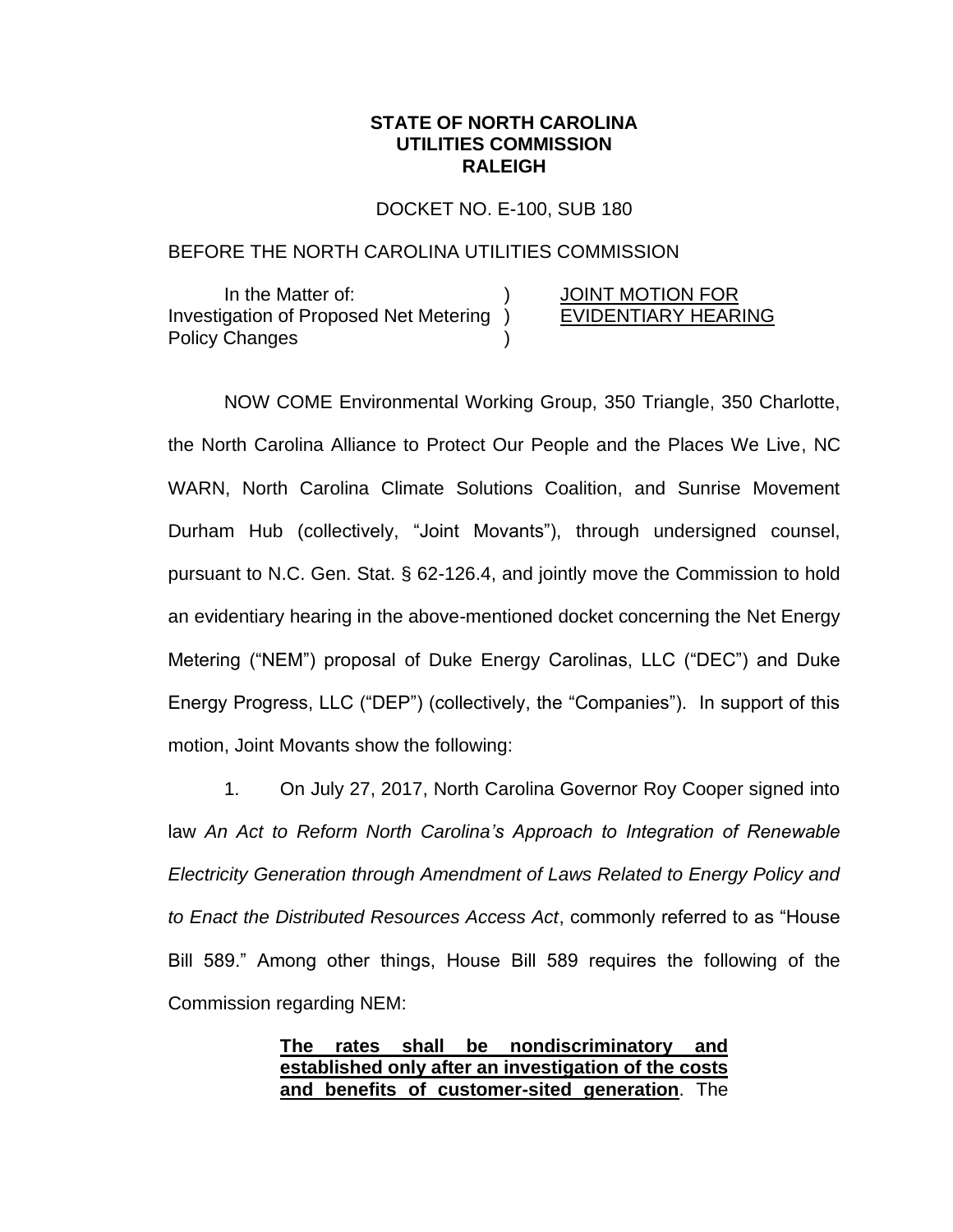**STATE OF NORTH CAROLINA**
**UTILITIES COMMISSION**
**RALEIGH**

DOCKET NO. E-100, SUB 180

BEFORE THE NORTH CAROLINA UTILITIES COMMISSION

| | | |
|---|---|---|
| In the Matter of: | ) | JOINT MOTION FOR |
| Investigation of Proposed Net Metering | ) | EVIDENTIARY HEARING |
| Policy Changes | ) | |

NOW COME Environmental Working Group, 350 Triangle, 350 Charlotte, the North Carolina Alliance to Protect Our People and the Places We Live, NC WARN, North Carolina Climate Solutions Coalition, and Sunrise Movement Durham Hub (collectively, "Joint Movants"), through undersigned counsel, pursuant to N.C. Gen. Stat. § 62-126.4, and jointly move the Commission to hold an evidentiary hearing in the above-mentioned docket concerning the Net Energy Metering ("NEM") proposal of Duke Energy Carolinas, LLC ("DEC") and Duke Energy Progress, LLC ("DEP") (collectively, the "Companies"). In support of this motion, Joint Movants show the following:

1. On July 27, 2017, North Carolina Governor Roy Cooper signed into law *An Act to Reform North Carolina's Approach to Integration of Renewable Electricity Generation through Amendment of Laws Related to Energy Policy and to Enact the Distributed Resources Access Act*, commonly referred to as "House Bill 589." Among other things, House Bill 589 requires the following of the Commission regarding NEM:

> **The rates shall be nondiscriminatory and established only after an investigation of the costs and benefits of customer-sited generation**. The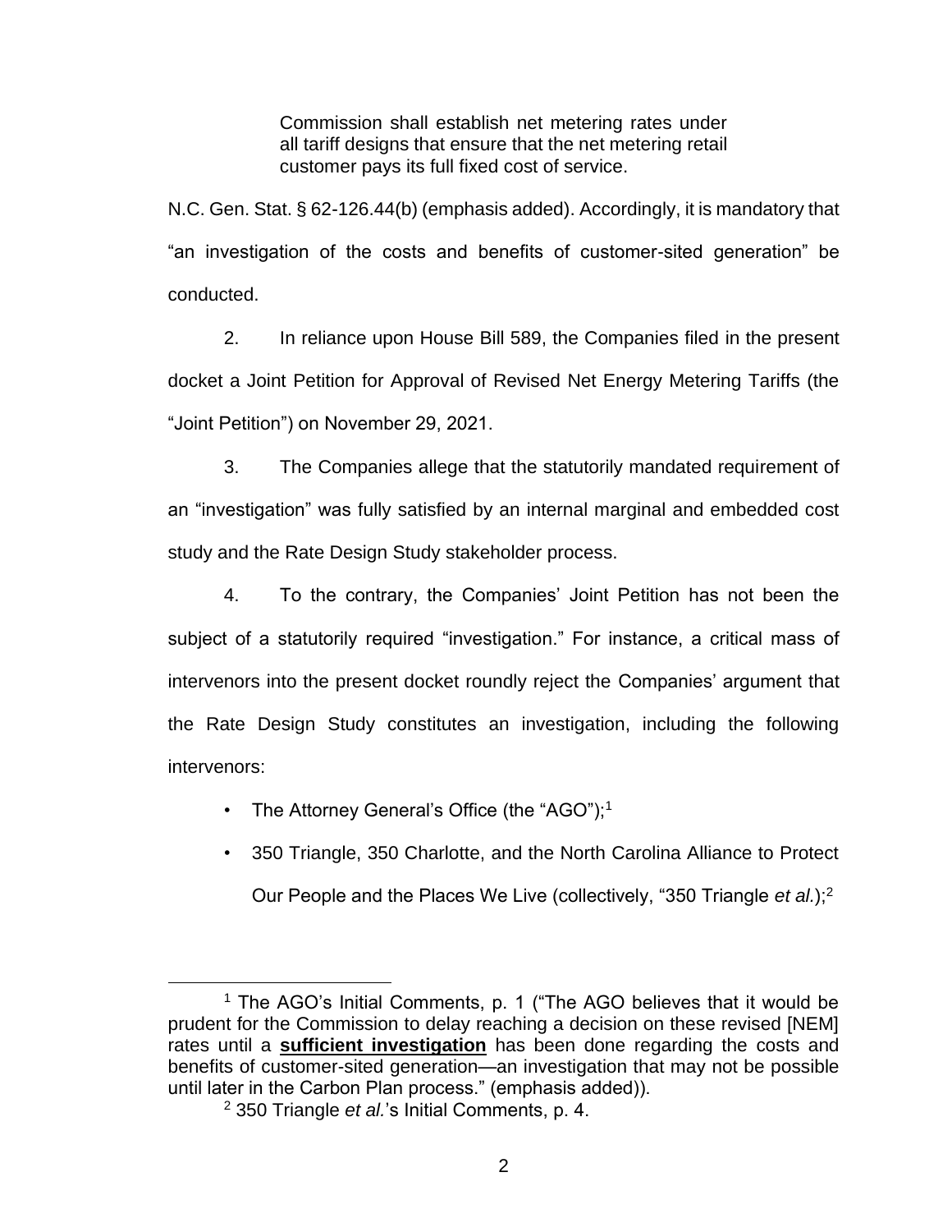> Commission shall establish net metering rates under all tariff designs that ensure that the net metering retail customer pays its full fixed cost of service.

N.C. Gen. Stat. § 62-126.44(b) (emphasis added). Accordingly, it is mandatory that "an investigation of the costs and benefits of customer-sited generation" be conducted.

2. In reliance upon House Bill 589, the Companies filed in the present docket a Joint Petition for Approval of Revised Net Energy Metering Tariffs (the "Joint Petition") on November 29, 2021.

3. The Companies allege that the statutorily mandated requirement of an "investigation" was fully satisfied by an internal marginal and embedded cost study and the Rate Design Study stakeholder process.

4. To the contrary, the Companies' Joint Petition has not been the subject of a statutorily required "investigation." For instance, a critical mass of intervenors into the present docket roundly reject the Companies' argument that the Rate Design Study constitutes an investigation, including the following intervenors:

- The Attorney General's Office (the "AGO");[1]
- 350 Triangle, 350 Charlotte, and the North Carolina Alliance to Protect Our People and the Places We Live (collectively, "350 Triangle *et al.*);[2]

---

[1] The AGO's Initial Comments, p. 1 ("The AGO believes that it would be prudent for the Commission to delay reaching a decision on these revised [NEM] rates until a **sufficient investigation** has been done regarding the costs and benefits of customer-sited generation—an investigation that may not be possible until later in the Carbon Plan process." (emphasis added)).

[2] 350 Triangle *et al.*'s Initial Comments, p. 4.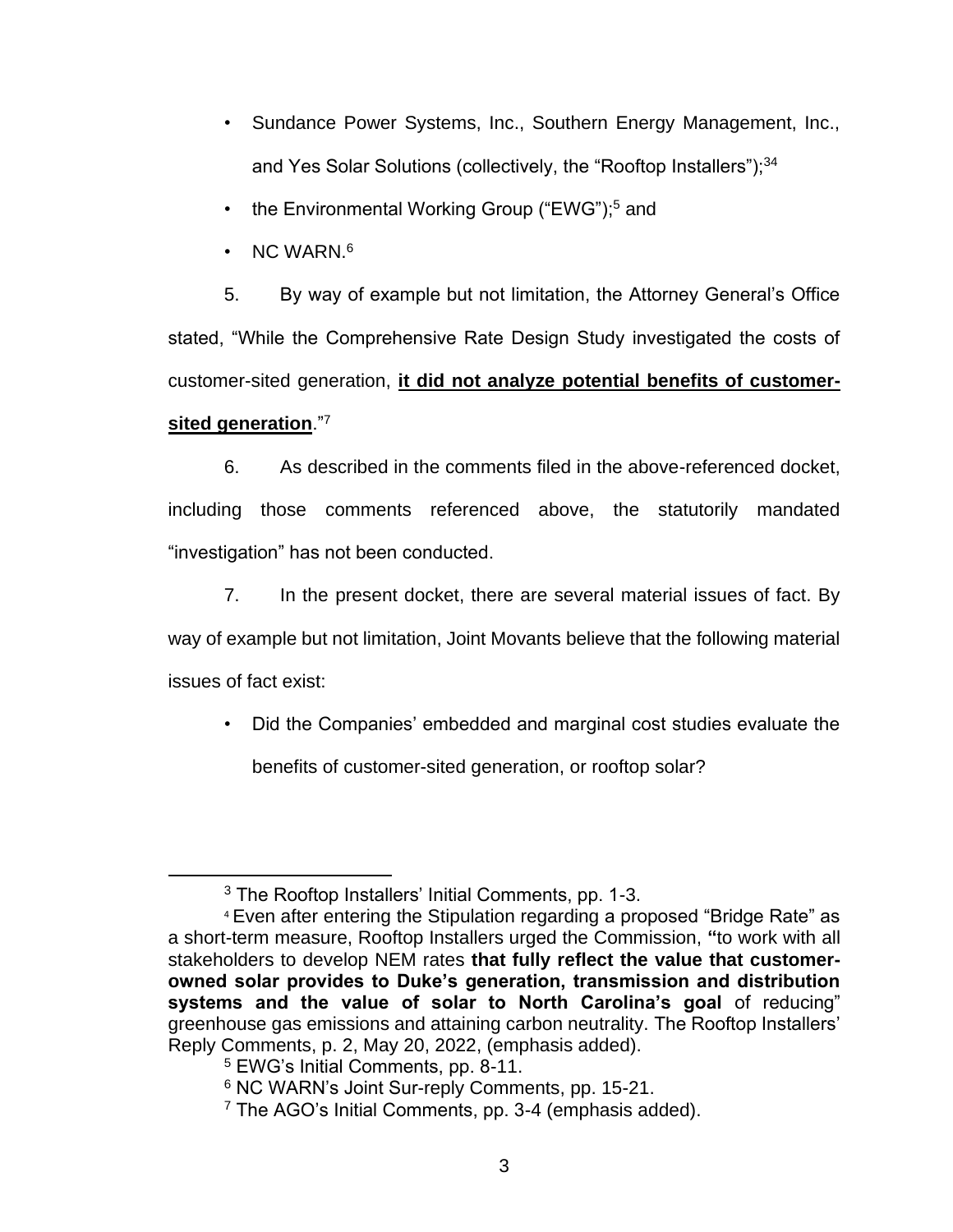- Sundance Power Systems, Inc., Southern Energy Management, Inc., and Yes Solar Solutions (collectively, the "Rooftop Installers");[3][4]
- the Environmental Working Group ("EWG");[5] and
- NC WARN.[6]

5. By way of example but not limitation, the Attorney General's Office stated, "While the Comprehensive Rate Design Study investigated the costs of customer-sited generation, **<u>it did not analyze potential benefits of customer-sited generation</u>**."[7]

6. As described in the comments filed in the above-referenced docket, including those comments referenced above, the statutorily mandated "investigation" has not been conducted.

7. In the present docket, there are several material issues of fact. By way of example but not limitation, Joint Movants believe that the following material issues of fact exist:

- Did the Companies' embedded and marginal cost studies evaluate the benefits of customer-sited generation, or rooftop solar?

---

[3] The Rooftop Installers' Initial Comments, pp. 1-3.

[4] Even after entering the Stipulation regarding a proposed "Bridge Rate" as a short-term measure, Rooftop Installers urged the Commission, **"**to work with all stakeholders to develop NEM rates **that fully reflect the value that customer-owned solar provides to Duke's generation, transmission and distribution systems and the value of solar to North Carolina's goal** of reducing" greenhouse gas emissions and attaining carbon neutrality. The Rooftop Installers' Reply Comments, p. 2, May 20, 2022, (emphasis added).

[5] EWG's Initial Comments, pp. 8-11.

[6] NC WARN's Joint Sur-reply Comments, pp. 15-21.

[7] The AGO's Initial Comments, pp. 3-4 (emphasis added).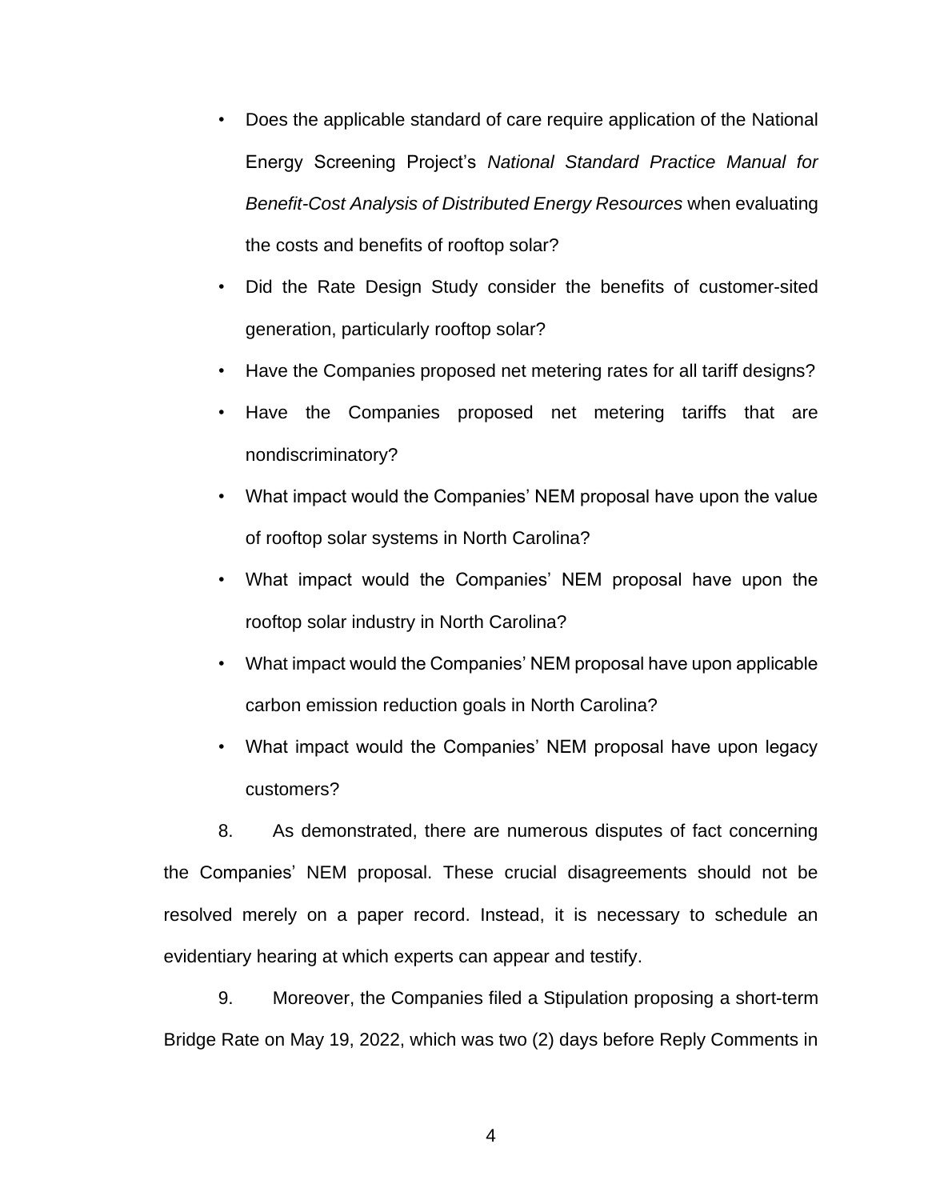- Does the applicable standard of care require application of the National Energy Screening Project's *National Standard Practice Manual for Benefit-Cost Analysis of Distributed Energy Resources* when evaluating the costs and benefits of rooftop solar?
- Did the Rate Design Study consider the benefits of customer-sited generation, particularly rooftop solar?
- Have the Companies proposed net metering rates for all tariff designs?
- Have the Companies proposed net metering tariffs that are nondiscriminatory?
- What impact would the Companies' NEM proposal have upon the value of rooftop solar systems in North Carolina?
- What impact would the Companies' NEM proposal have upon the rooftop solar industry in North Carolina?
- What impact would the Companies' NEM proposal have upon applicable carbon emission reduction goals in North Carolina?
- What impact would the Companies' NEM proposal have upon legacy customers?

8. As demonstrated, there are numerous disputes of fact concerning the Companies' NEM proposal. These crucial disagreements should not be resolved merely on a paper record. Instead, it is necessary to schedule an evidentiary hearing at which experts can appear and testify.

9. Moreover, the Companies filed a Stipulation proposing a short-term Bridge Rate on May 19, 2022, which was two (2) days before Reply Comments in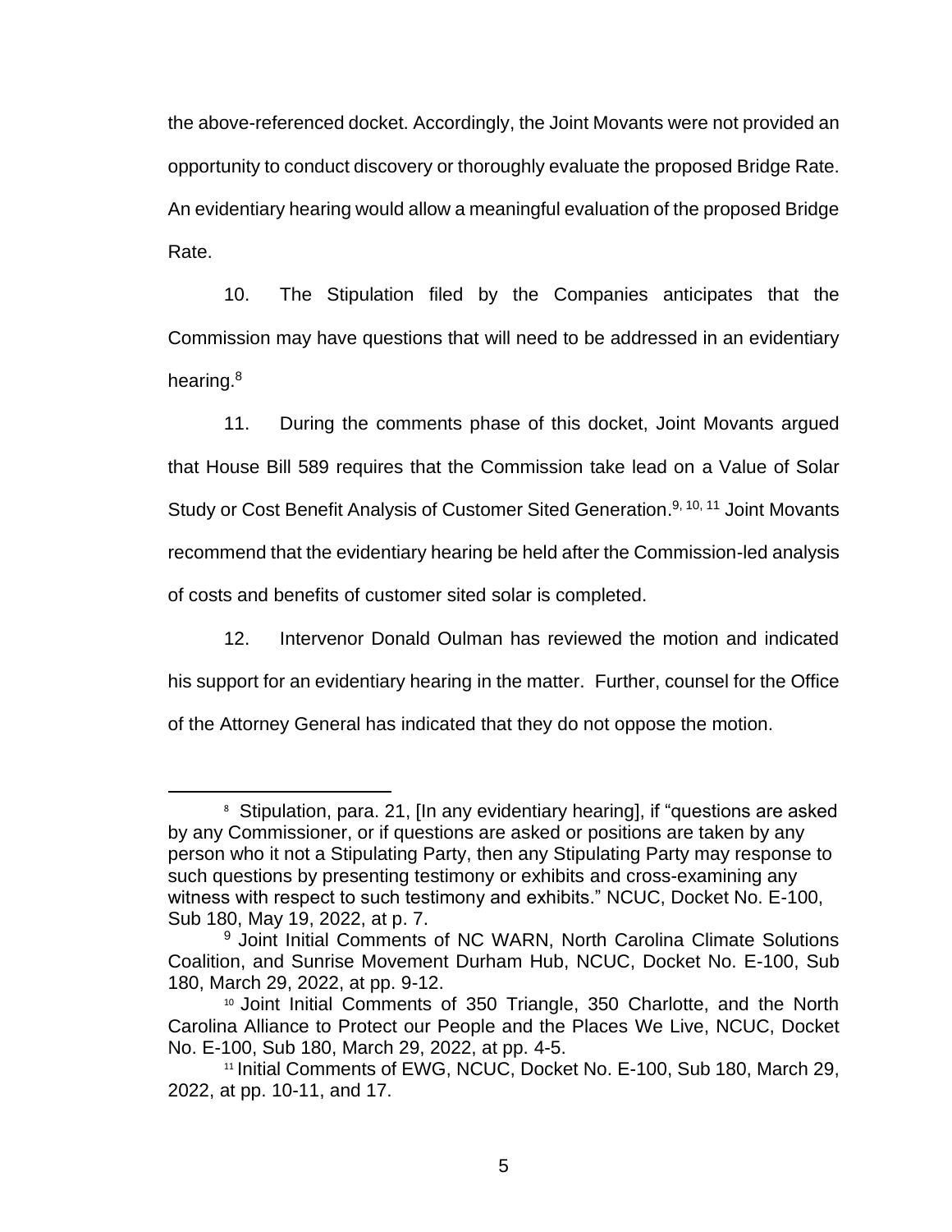the above-referenced docket. Accordingly, the Joint Movants were not provided an opportunity to conduct discovery or thoroughly evaluate the proposed Bridge Rate. An evidentiary hearing would allow a meaningful evaluation of the proposed Bridge Rate.

10. The Stipulation filed by the Companies anticipates that the Commission may have questions that will need to be addressed in an evidentiary hearing.[8]

11. During the comments phase of this docket, Joint Movants argued that House Bill 589 requires that the Commission take lead on a Value of Solar Study or Cost Benefit Analysis of Customer Sited Generation.[9, 10, 11] Joint Movants recommend that the evidentiary hearing be held after the Commission-led analysis of costs and benefits of customer sited solar is completed.

12. Intervenor Donald Oulman has reviewed the motion and indicated his support for an evidentiary hearing in the matter. Further, counsel for the Office of the Attorney General has indicated that they do not oppose the motion.

---

[8] Stipulation, para. 21, [In any evidentiary hearing], if "questions are asked by any Commissioner, or if questions are asked or positions are taken by any person who it not a Stipulating Party, then any Stipulating Party may response to such questions by presenting testimony or exhibits and cross-examining any witness with respect to such testimony and exhibits." NCUC, Docket No. E-100, Sub 180, May 19, 2022, at p. 7.

[9] Joint Initial Comments of NC WARN, North Carolina Climate Solutions Coalition, and Sunrise Movement Durham Hub, NCUC, Docket No. E-100, Sub 180, March 29, 2022, at pp. 9-12.

[10] Joint Initial Comments of 350 Triangle, 350 Charlotte, and the North Carolina Alliance to Protect our People and the Places We Live, NCUC, Docket No. E-100, Sub 180, March 29, 2022, at pp. 4-5.

[11] Initial Comments of EWG, NCUC, Docket No. E-100, Sub 180, March 29, 2022, at pp. 10-11, and 17.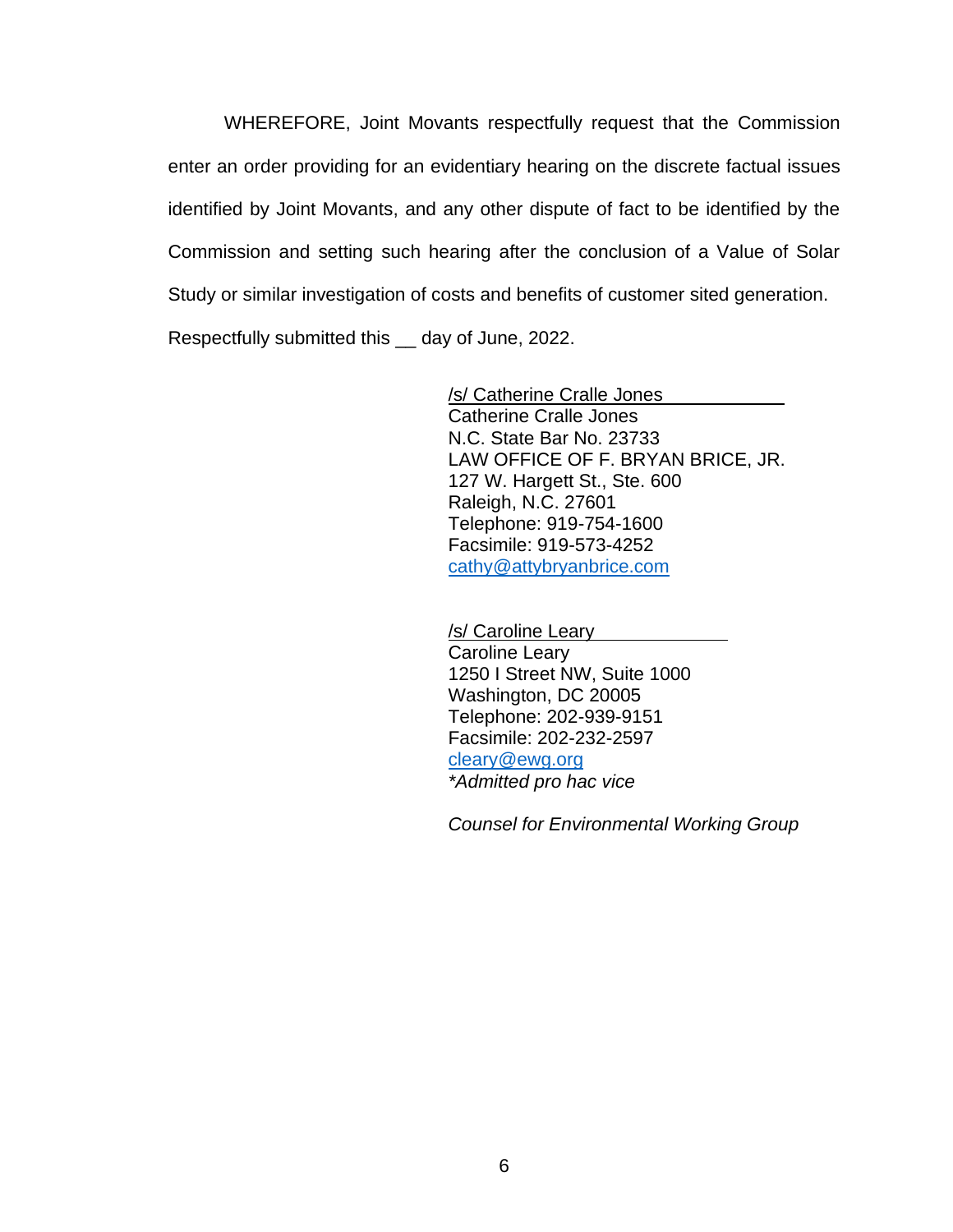WHEREFORE, Joint Movants respectfully request that the Commission enter an order providing for an evidentiary hearing on the discrete factual issues identified by Joint Movants, and any other dispute of fact to be identified by the Commission and setting such hearing after the conclusion of a Value of Solar Study or similar investigation of costs and benefits of customer sited generation.

Respectfully submitted this __ day of June, 2022.

/s/ Catherine Cralle Jones
Catherine Cralle Jones
N.C. State Bar No. 23733
LAW OFFICE OF F. BRYAN BRICE, JR.
127 W. Hargett St., Ste. 600
Raleigh, N.C. 27601
Telephone: 919-754-1600
Facsimile: 919-573-4252
cathy@attybryanbrice.com

/s/ Caroline Leary
Caroline Leary
1250 I Street NW, Suite 1000
Washington, DC 20005
Telephone: 202-939-9151
Facsimile: 202-232-2597
cleary@ewg.org
*\*Admitted pro hac vice*

*Counsel for Environmental Working Group*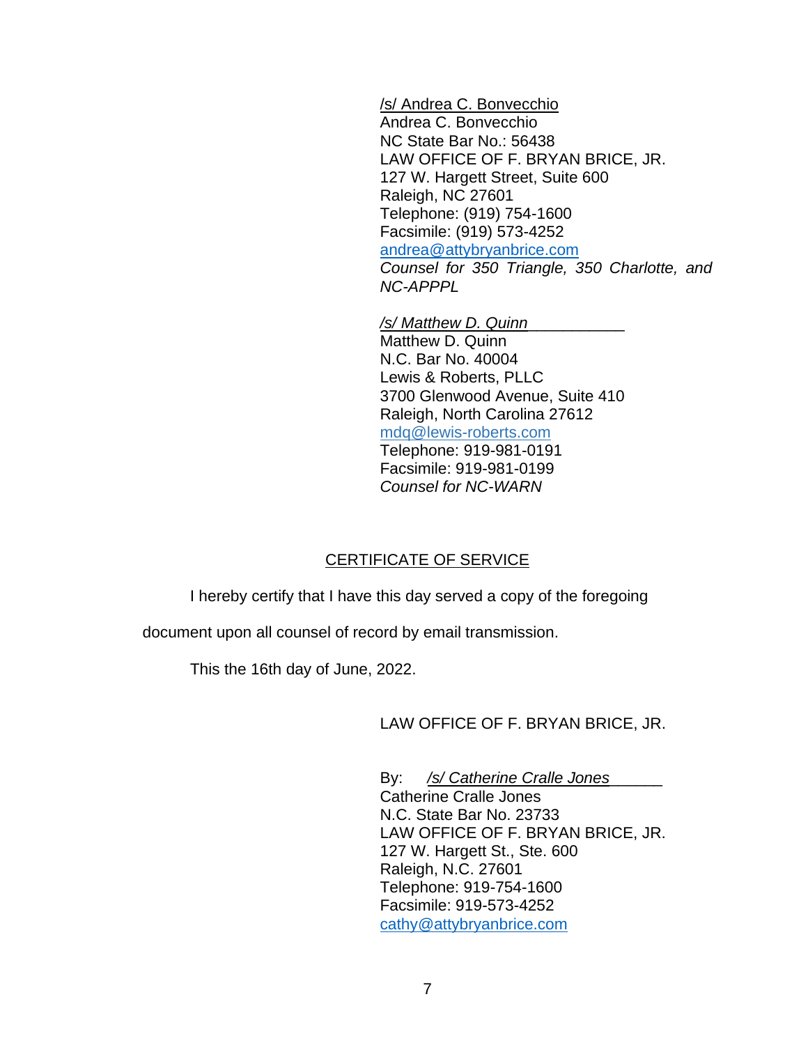/s/ Andrea C. Bonvecchio
Andrea C. Bonvecchio
NC State Bar No.: 56438
LAW OFFICE OF F. BRYAN BRICE, JR.
127 W. Hargett Street, Suite 600
Raleigh, NC 27601
Telephone: (919) 754-1600
Facsimile: (919) 573-4252
andrea@attybryanbrice.com
*Counsel for 350 Triangle, 350 Charlotte, and NC-APPPL*

*/s/ Matthew D. Quinn*
Matthew D. Quinn
N.C. Bar No. 40004
Lewis & Roberts, PLLC
3700 Glenwood Avenue, Suite 410
Raleigh, North Carolina 27612
mdq@lewis-roberts.com
Telephone: 919-981-0191
Facsimile: 919-981-0199
*Counsel for NC-WARN*

## CERTIFICATE OF SERVICE

I hereby certify that I have this day served a copy of the foregoing document upon all counsel of record by email transmission.

This the 16th day of June, 2022.

LAW OFFICE OF F. BRYAN BRICE, JR.

By: */s/ Catherine Cralle Jones*
Catherine Cralle Jones
N.C. State Bar No. 23733
LAW OFFICE OF F. BRYAN BRICE, JR.
127 W. Hargett St., Ste. 600
Raleigh, N.C. 27601
Telephone: 919-754-1600
Facsimile: 919-573-4252
cathy@attybryanbrice.com